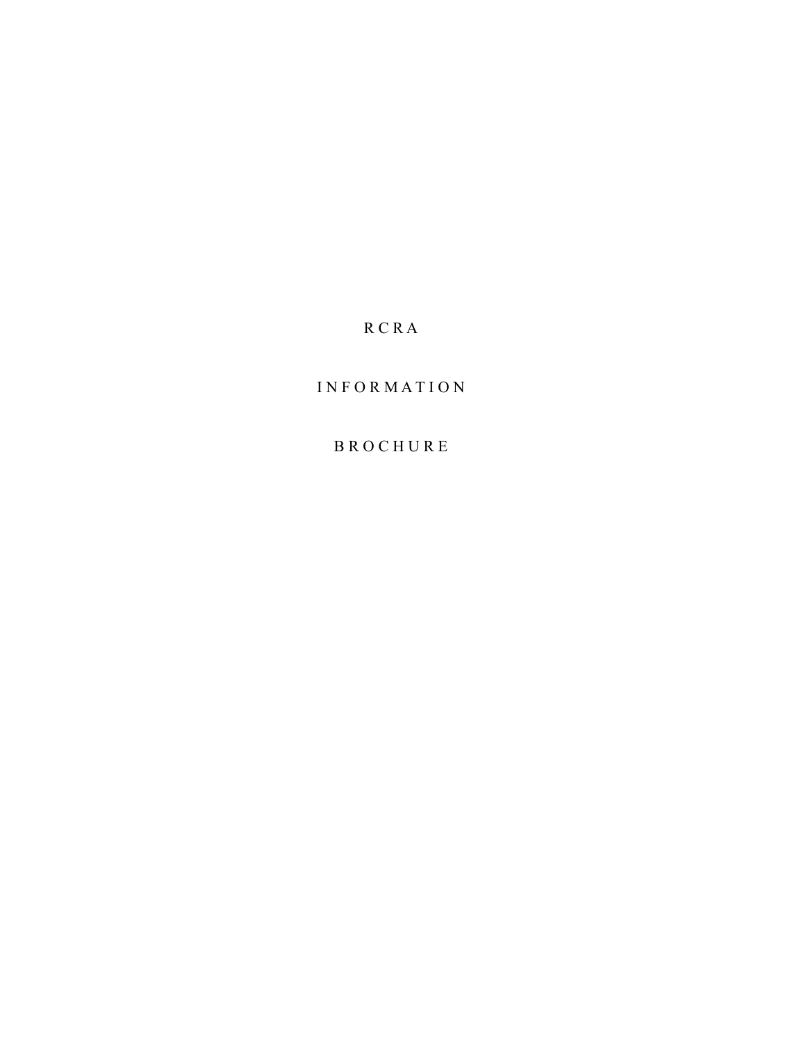# RCRA

# INFORMATION

# BROCHURE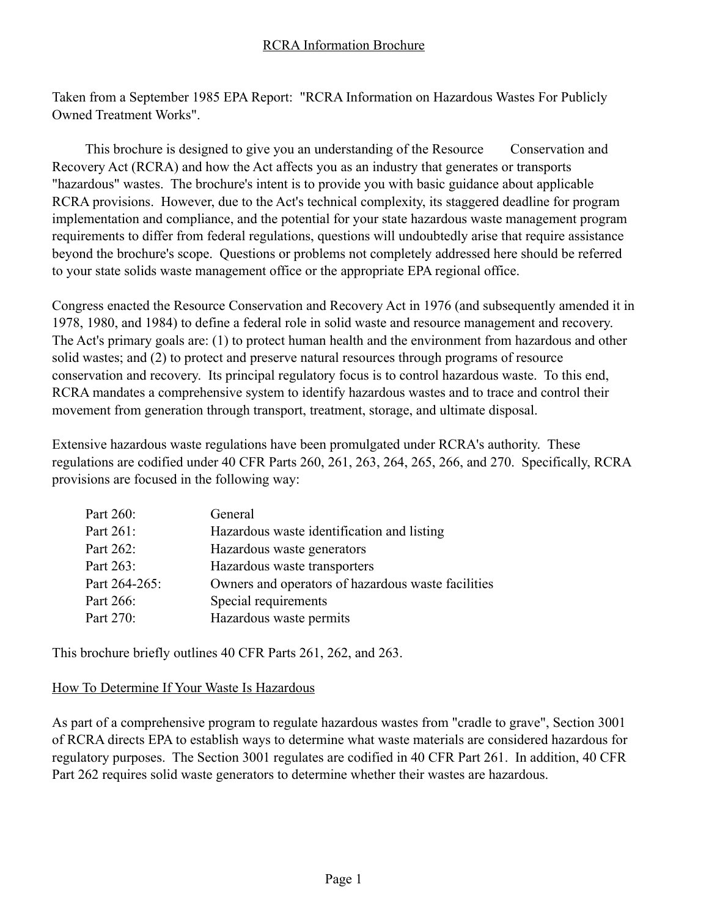RCRA Information Brochure

Taken from a September 1985 EPA Report: "RCRA Information on Hazardous Wastes For Publicly Owned Treatment Works".

This brochure is designed to give you an understanding of the Resource Conservation and Recovery Act (RCRA) and how the Act affects you as an industry that generates or transports "hazardous" wastes. The brochure's intent is to provide you with basic guidance about applicable RCRA provisions. However, due to the Act's technical complexity, its staggered deadline for program implementation and compliance, and the potential for your state hazardous waste management program requirements to differ from federal regulations, questions will undoubtedly arise that require assistance beyond the brochure's scope. Questions or problems not completely addressed here should be referred to your state solids waste management office or the appropriate EPA regional office.

Congress enacted the Resource Conservation and Recovery Act in 1976 (and subsequently amended it in 1978, 1980, and 1984) to define a federal role in solid waste and resource management and recovery. The Act's primary goals are: (1) to protect human health and the environment from hazardous and other solid wastes; and (2) to protect and preserve natural resources through programs of resource conservation and recovery. Its principal regulatory focus is to control hazardous waste. To this end, RCRA mandates a comprehensive system to identify hazardous wastes and to trace and control their movement from generation through transport, treatment, storage, and ultimate disposal.

Extensive hazardous waste regulations have been promulgated under RCRA's authority. These regulations are codified under 40 CFR Parts 260, 261, 263, 264, 265, 266, and 270. Specifically, RCRA provisions are focused in the following way:

| | |
|---|---|
| Part 260: | General |
| Part 261: | Hazardous waste identification and listing |
| Part 262: | Hazardous waste generators |
| Part 263: | Hazardous waste transporters |
| Part 264-265: | Owners and operators of hazardous waste facilities |
| Part 266: | Special requirements |
| Part 270: | Hazardous waste permits |

This brochure briefly outlines 40 CFR Parts 261, 262, and 263.

How To Determine If Your Waste Is Hazardous

As part of a comprehensive program to regulate hazardous wastes from "cradle to grave", Section 3001 of RCRA directs EPA to establish ways to determine what waste materials are considered hazardous for regulatory purposes. The Section 3001 regulates are codified in 40 CFR Part 261. In addition, 40 CFR Part 262 requires solid waste generators to determine whether their wastes are hazardous.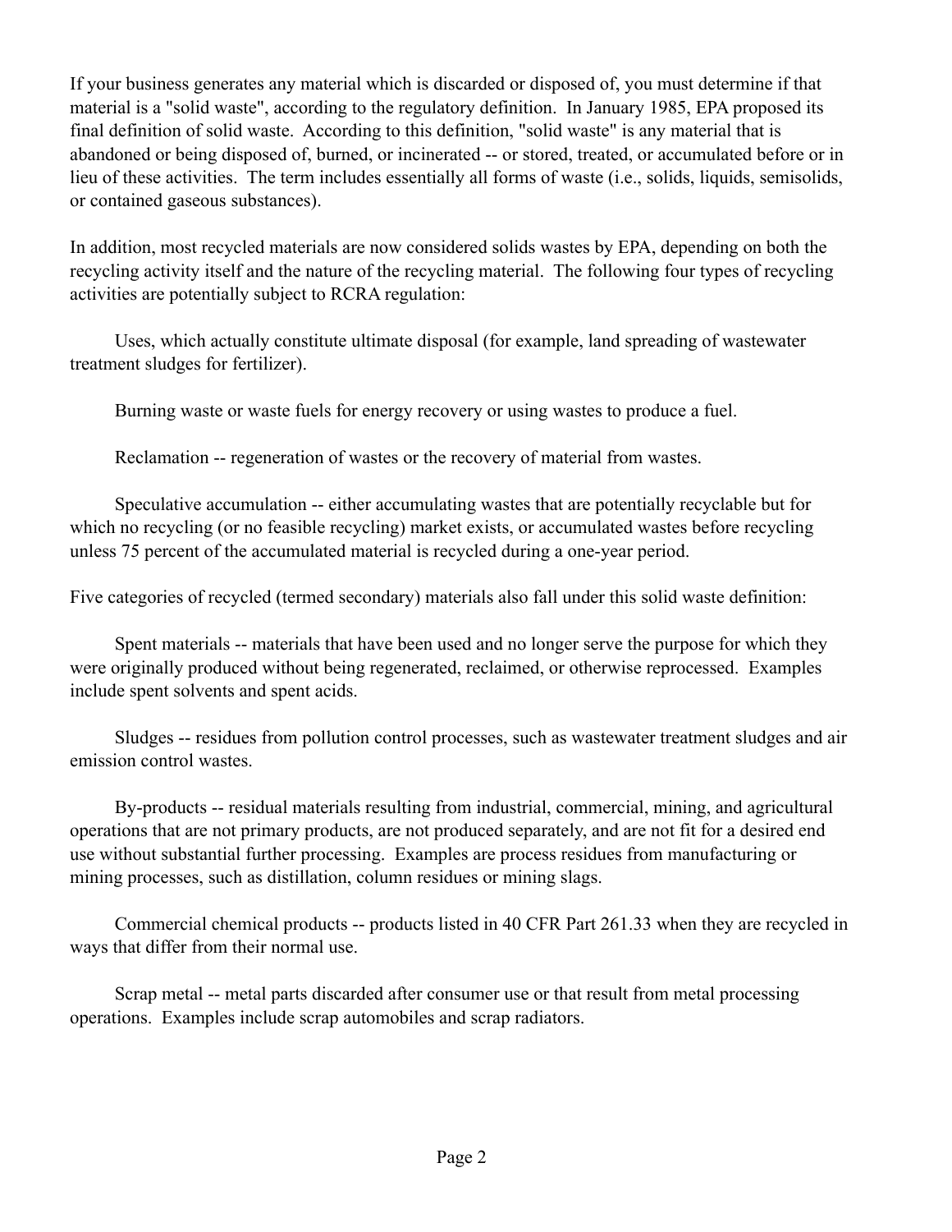If your business generates any material which is discarded or disposed of, you must determine if that material is a "solid waste", according to the regulatory definition. In January 1985, EPA proposed its final definition of solid waste. According to this definition, "solid waste" is any material that is abandoned or being disposed of, burned, or incinerated -- or stored, treated, or accumulated before or in lieu of these activities. The term includes essentially all forms of waste (i.e., solids, liquids, semisolids, or contained gaseous substances).

In addition, most recycled materials are now considered solids wastes by EPA, depending on both the recycling activity itself and the nature of the recycling material. The following four types of recycling activities are potentially subject to RCRA regulation:

Uses, which actually constitute ultimate disposal (for example, land spreading of wastewater treatment sludges for fertilizer).

Burning waste or waste fuels for energy recovery or using wastes to produce a fuel.

Reclamation -- regeneration of wastes or the recovery of material from wastes.

Speculative accumulation -- either accumulating wastes that are potentially recyclable but for which no recycling (or no feasible recycling) market exists, or accumulated wastes before recycling unless 75 percent of the accumulated material is recycled during a one-year period.

Five categories of recycled (termed secondary) materials also fall under this solid waste definition:

Spent materials -- materials that have been used and no longer serve the purpose for which they were originally produced without being regenerated, reclaimed, or otherwise reprocessed. Examples include spent solvents and spent acids.

Sludges -- residues from pollution control processes, such as wastewater treatment sludges and air emission control wastes.

By-products -- residual materials resulting from industrial, commercial, mining, and agricultural operations that are not primary products, are not produced separately, and are not fit for a desired end use without substantial further processing. Examples are process residues from manufacturing or mining processes, such as distillation, column residues or mining slags.

Commercial chemical products -- products listed in 40 CFR Part 261.33 when they are recycled in ways that differ from their normal use.

Scrap metal -- metal parts discarded after consumer use or that result from metal processing operations. Examples include scrap automobiles and scrap radiators.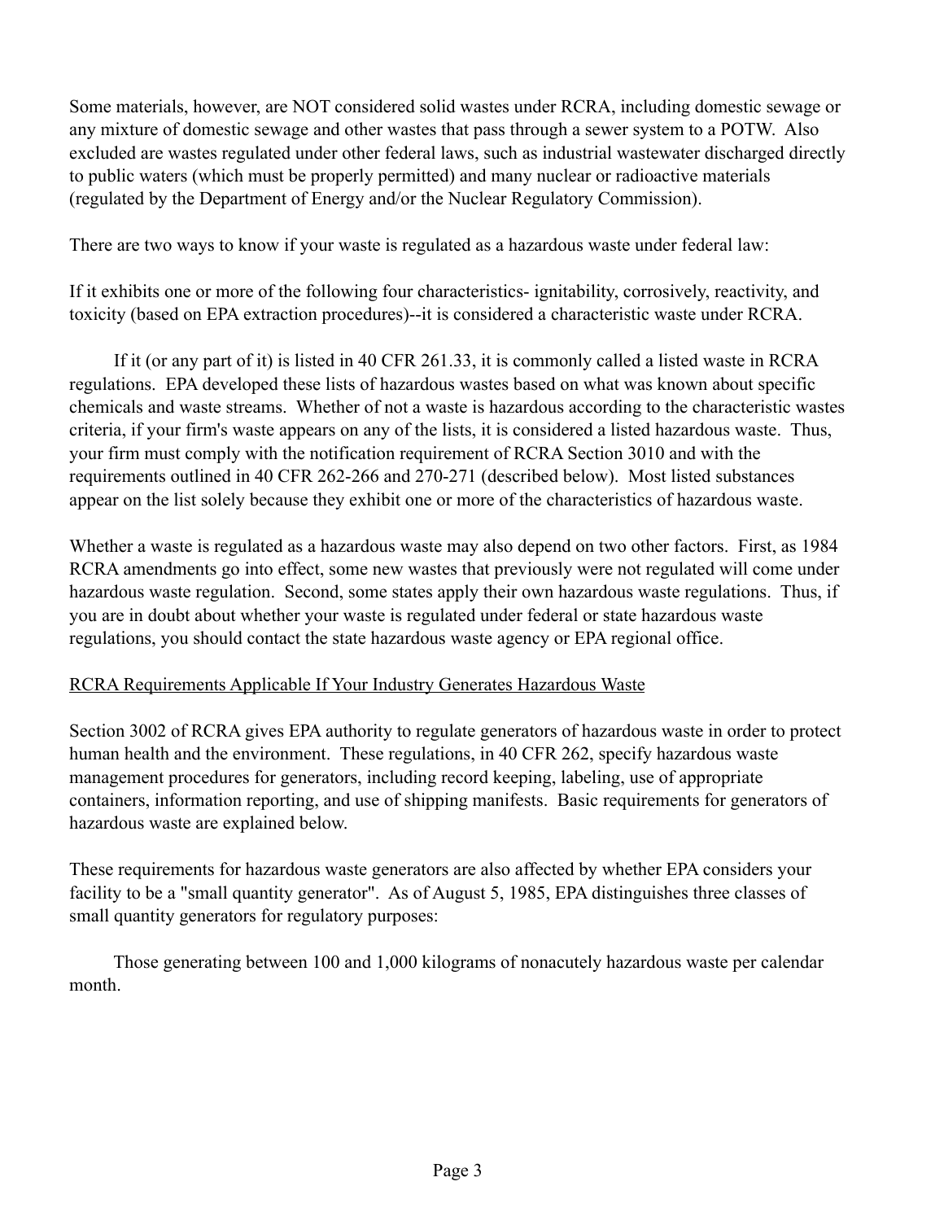Some materials, however, are NOT considered solid wastes under RCRA, including domestic sewage or any mixture of domestic sewage and other wastes that pass through a sewer system to a POTW. Also excluded are wastes regulated under other federal laws, such as industrial wastewater discharged directly to public waters (which must be properly permitted) and many nuclear or radioactive materials (regulated by the Department of Energy and/or the Nuclear Regulatory Commission).

There are two ways to know if your waste is regulated as a hazardous waste under federal law:

If it exhibits one or more of the following four characteristics- ignitability, corrosively, reactivity, and toxicity (based on EPA extraction procedures)--it is considered a characteristic waste under RCRA.

If it (or any part of it) is listed in 40 CFR 261.33, it is commonly called a listed waste in RCRA regulations. EPA developed these lists of hazardous wastes based on what was known about specific chemicals and waste streams. Whether of not a waste is hazardous according to the characteristic wastes criteria, if your firm's waste appears on any of the lists, it is considered a listed hazardous waste. Thus, your firm must comply with the notification requirement of RCRA Section 3010 and with the requirements outlined in 40 CFR 262-266 and 270-271 (described below). Most listed substances appear on the list solely because they exhibit one or more of the characteristics of hazardous waste.

Whether a waste is regulated as a hazardous waste may also depend on two other factors. First, as 1984 RCRA amendments go into effect, some new wastes that previously were not regulated will come under hazardous waste regulation. Second, some states apply their own hazardous waste regulations. Thus, if you are in doubt about whether your waste is regulated under federal or state hazardous waste regulations, you should contact the state hazardous waste agency or EPA regional office.

RCRA Requirements Applicable If Your Industry Generates Hazardous Waste

Section 3002 of RCRA gives EPA authority to regulate generators of hazardous waste in order to protect human health and the environment. These regulations, in 40 CFR 262, specify hazardous waste management procedures for generators, including record keeping, labeling, use of appropriate containers, information reporting, and use of shipping manifests. Basic requirements for generators of hazardous waste are explained below.

These requirements for hazardous waste generators are also affected by whether EPA considers your facility to be a "small quantity generator". As of August 5, 1985, EPA distinguishes three classes of small quantity generators for regulatory purposes:

Those generating between 100 and 1,000 kilograms of nonacutely hazardous waste per calendar month.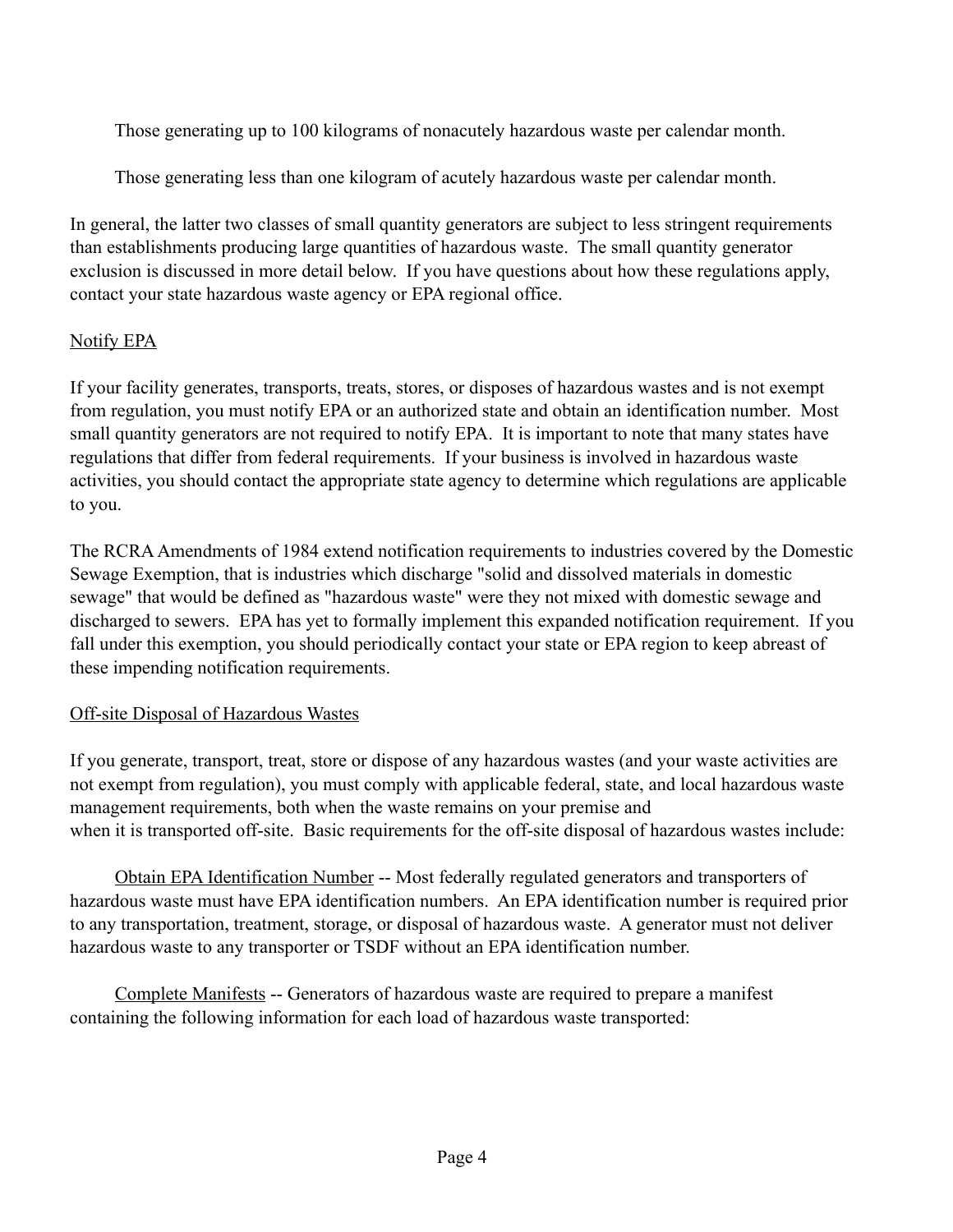Those generating up to 100 kilograms of nonacutely hazardous waste per calendar month.

Those generating less than one kilogram of acutely hazardous waste per calendar month.

In general, the latter two classes of small quantity generators are subject to less stringent requirements than establishments producing large quantities of hazardous waste. The small quantity generator exclusion is discussed in more detail below. If you have questions about how these regulations apply, contact your state hazardous waste agency or EPA regional office.

Notify EPA

If your facility generates, transports, treats, stores, or disposes of hazardous wastes and is not exempt from regulation, you must notify EPA or an authorized state and obtain an identification number. Most small quantity generators are not required to notify EPA. It is important to note that many states have regulations that differ from federal requirements. If your business is involved in hazardous waste activities, you should contact the appropriate state agency to determine which regulations are applicable to you.

The RCRA Amendments of 1984 extend notification requirements to industries covered by the Domestic Sewage Exemption, that is industries which discharge "solid and dissolved materials in domestic sewage" that would be defined as "hazardous waste" were they not mixed with domestic sewage and discharged to sewers. EPA has yet to formally implement this expanded notification requirement. If you fall under this exemption, you should periodically contact your state or EPA region to keep abreast of these impending notification requirements.

Off-site Disposal of Hazardous Wastes

If you generate, transport, treat, store or dispose of any hazardous wastes (and your waste activities are not exempt from regulation), you must comply with applicable federal, state, and local hazardous waste management requirements, both when the waste remains on your premise and when it is transported off-site. Basic requirements for the off-site disposal of hazardous wastes include:

Obtain EPA Identification Number -- Most federally regulated generators and transporters of hazardous waste must have EPA identification numbers. An EPA identification number is required prior to any transportation, treatment, storage, or disposal of hazardous waste. A generator must not deliver hazardous waste to any transporter or TSDF without an EPA identification number.

Complete Manifests -- Generators of hazardous waste are required to prepare a manifest containing the following information for each load of hazardous waste transported: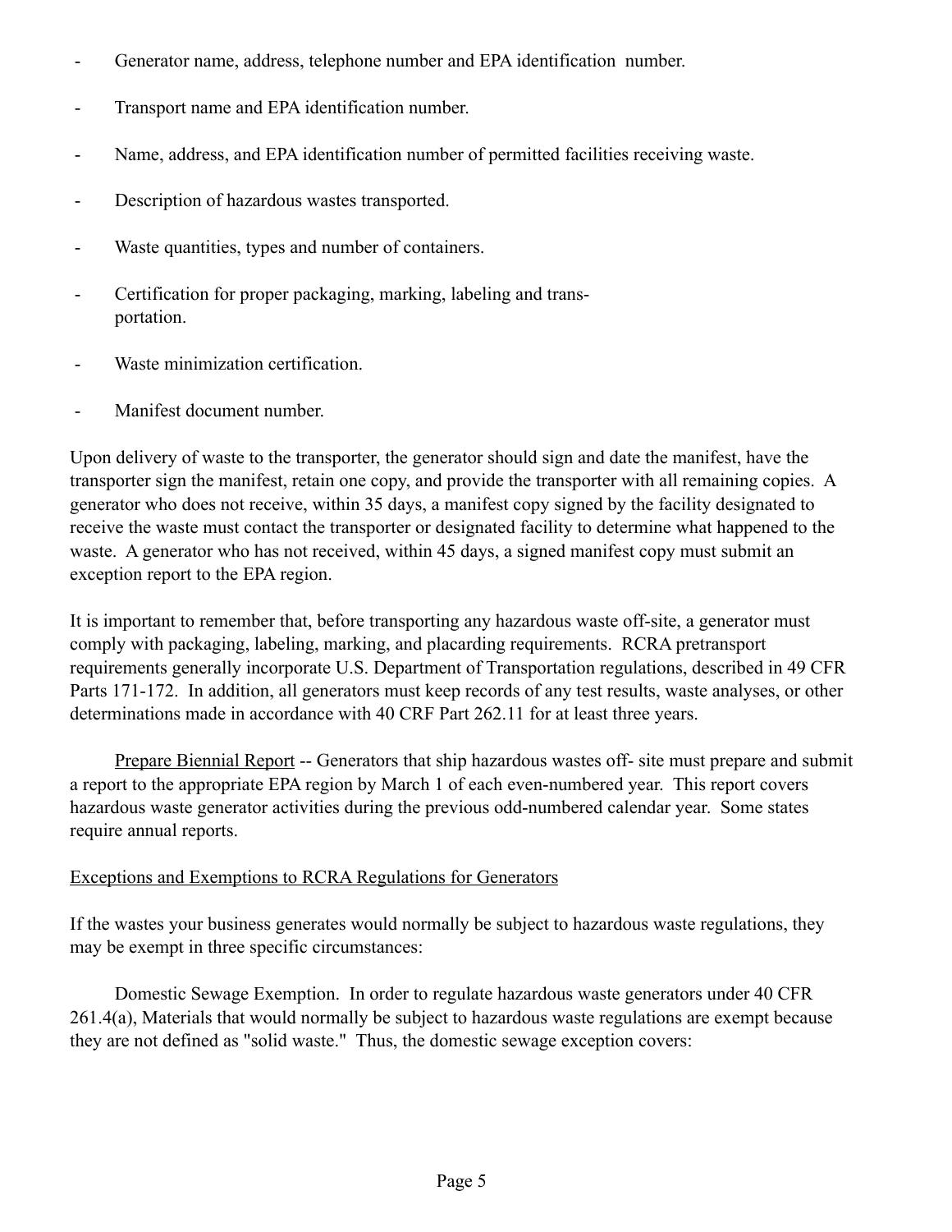- Generator name, address, telephone number and EPA identification number.
- Transport name and EPA identification number.
- Name, address, and EPA identification number of permitted facilities receiving waste.
- Description of hazardous wastes transported.
- Waste quantities, types and number of containers.
- Certification for proper packaging, marking, labeling and transportation.
- Waste minimization certification.
- Manifest document number.

Upon delivery of waste to the transporter, the generator should sign and date the manifest, have the transporter sign the manifest, retain one copy, and provide the transporter with all remaining copies. A generator who does not receive, within 35 days, a manifest copy signed by the facility designated to receive the waste must contact the transporter or designated facility to determine what happened to the waste. A generator who has not received, within 45 days, a signed manifest copy must submit an exception report to the EPA region.

It is important to remember that, before transporting any hazardous waste off-site, a generator must comply with packaging, labeling, marking, and placarding requirements. RCRA pretransport requirements generally incorporate U.S. Department of Transportation regulations, described in 49 CFR Parts 171-172. In addition, all generators must keep records of any test results, waste analyses, or other determinations made in accordance with 40 CRF Part 262.11 for at least three years.

<u>Prepare Biennial Report</u> -- Generators that ship hazardous wastes off- site must prepare and submit a report to the appropriate EPA region by March 1 of each even-numbered year. This report covers hazardous waste generator activities during the previous odd-numbered calendar year. Some states require annual reports.

<u>Exceptions and Exemptions to RCRA Regulations for Generators</u>

If the wastes your business generates would normally be subject to hazardous waste regulations, they may be exempt in three specific circumstances:

Domestic Sewage Exemption. In order to regulate hazardous waste generators under 40 CFR 261.4(a), Materials that would normally be subject to hazardous waste regulations are exempt because they are not defined as "solid waste." Thus, the domestic sewage exception covers: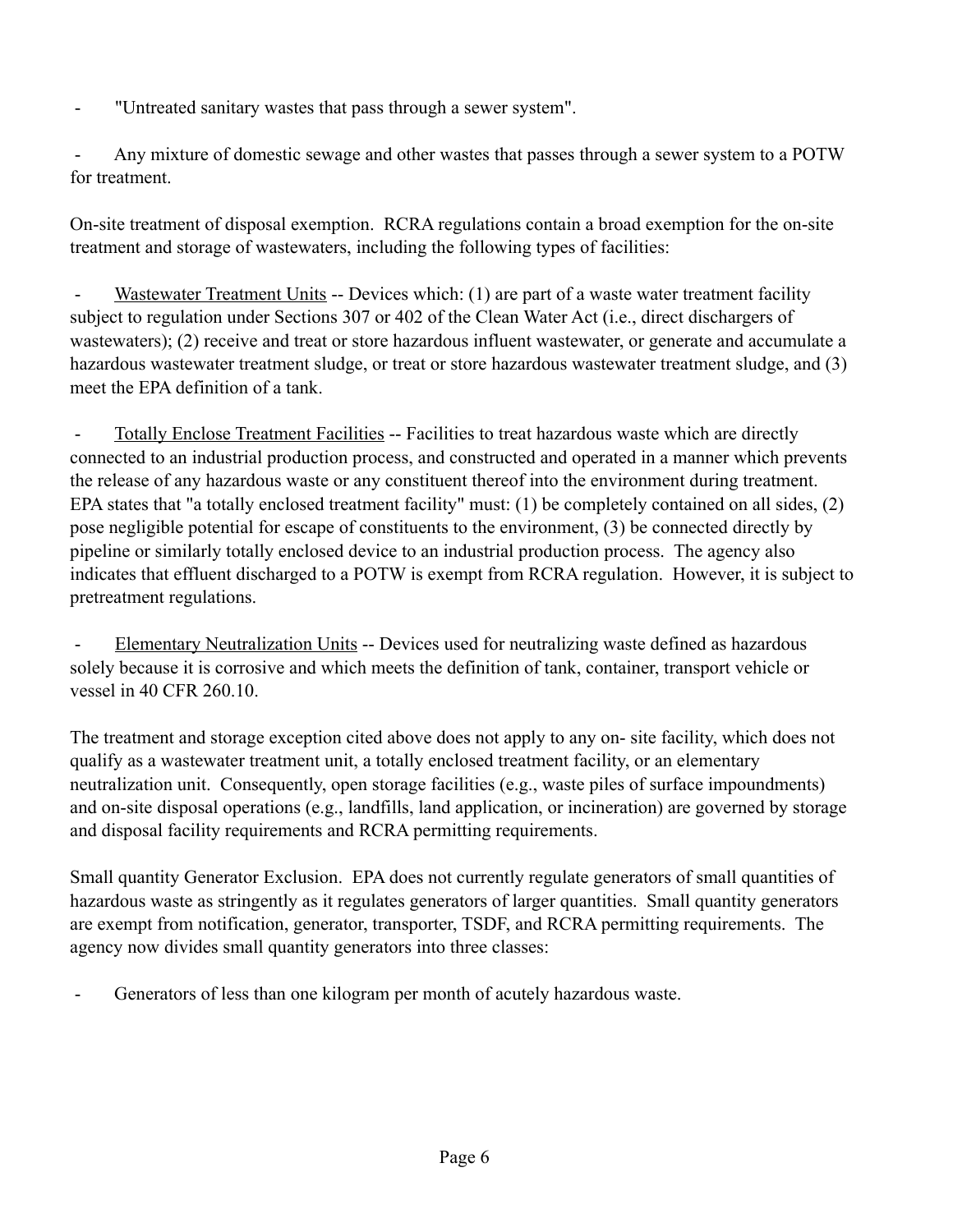- "Untreated sanitary wastes that pass through a sewer system".

- Any mixture of domestic sewage and other wastes that passes through a sewer system to a POTW for treatment.

On-site treatment of disposal exemption. RCRA regulations contain a broad exemption for the on-site treatment and storage of wastewaters, including the following types of facilities:

- Wastewater Treatment Units -- Devices which: (1) are part of a waste water treatment facility subject to regulation under Sections 307 or 402 of the Clean Water Act (i.e., direct dischargers of wastewaters); (2) receive and treat or store hazardous influent wastewater, or generate and accumulate a hazardous wastewater treatment sludge, or treat or store hazardous wastewater treatment sludge, and (3) meet the EPA definition of a tank.

- Totally Enclose Treatment Facilities -- Facilities to treat hazardous waste which are directly connected to an industrial production process, and constructed and operated in a manner which prevents the release of any hazardous waste or any constituent thereof into the environment during treatment. EPA states that "a totally enclosed treatment facility" must: (1) be completely contained on all sides, (2) pose negligible potential for escape of constituents to the environment, (3) be connected directly by pipeline or similarly totally enclosed device to an industrial production process. The agency also indicates that effluent discharged to a POTW is exempt from RCRA regulation. However, it is subject to pretreatment regulations.

- Elementary Neutralization Units -- Devices used for neutralizing waste defined as hazardous solely because it is corrosive and which meets the definition of tank, container, transport vehicle or vessel in 40 CFR 260.10.

The treatment and storage exception cited above does not apply to any on- site facility, which does not qualify as a wastewater treatment unit, a totally enclosed treatment facility, or an elementary neutralization unit. Consequently, open storage facilities (e.g., waste piles of surface impoundments) and on-site disposal operations (e.g., landfills, land application, or incineration) are governed by storage and disposal facility requirements and RCRA permitting requirements.

Small quantity Generator Exclusion. EPA does not currently regulate generators of small quantities of hazardous waste as stringently as it regulates generators of larger quantities. Small quantity generators are exempt from notification, generator, transporter, TSDF, and RCRA permitting requirements. The agency now divides small quantity generators into three classes:

- Generators of less than one kilogram per month of acutely hazardous waste.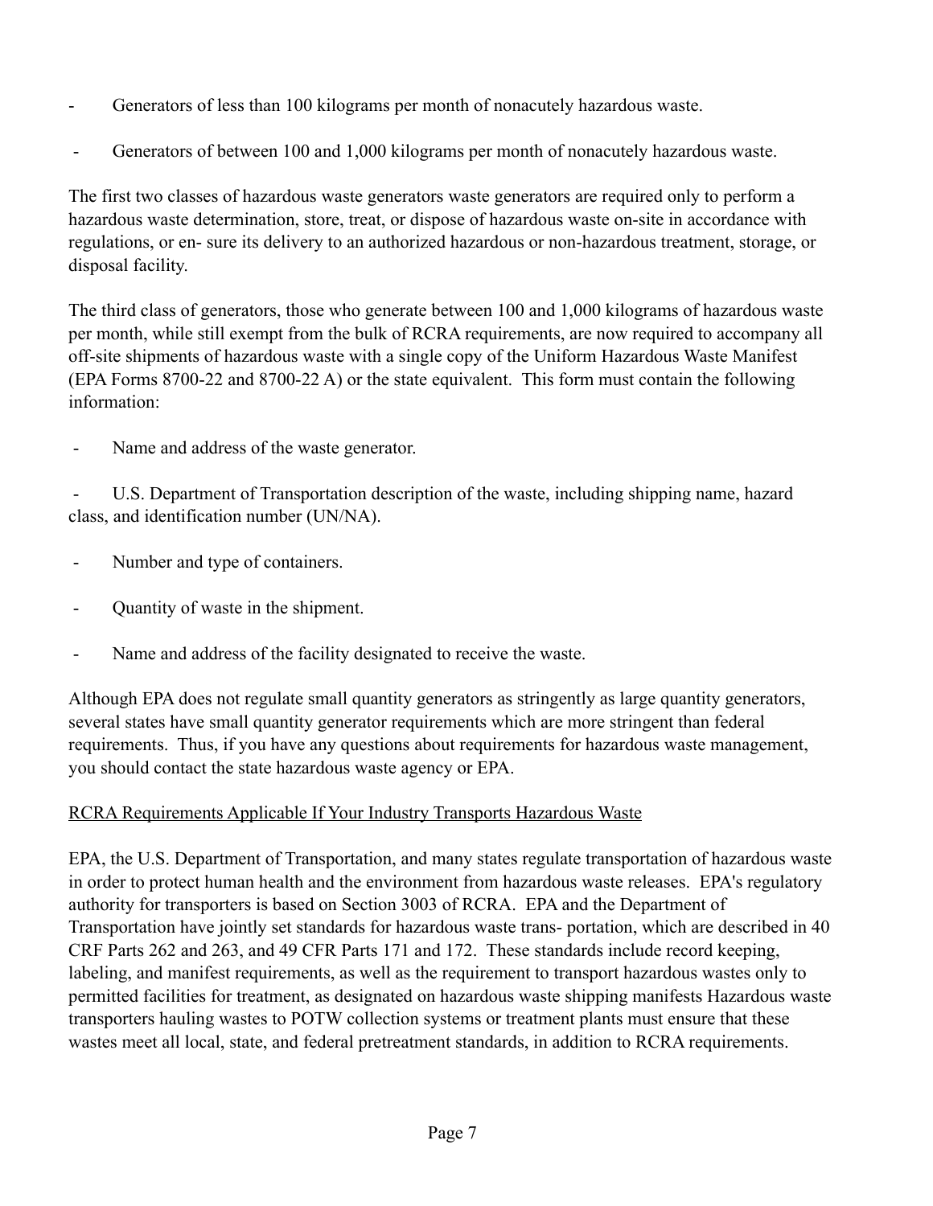- Generators of less than 100 kilograms per month of nonacutely hazardous waste.
- Generators of between 100 and 1,000 kilograms per month of nonacutely hazardous waste.

The first two classes of hazardous waste generators waste generators are required only to perform a hazardous waste determination, store, treat, or dispose of hazardous waste on-site in accordance with regulations, or en- sure its delivery to an authorized hazardous or non-hazardous treatment, storage, or disposal facility.

The third class of generators, those who generate between 100 and 1,000 kilograms of hazardous waste per month, while still exempt from the bulk of RCRA requirements, are now required to accompany all off-site shipments of hazardous waste with a single copy of the Uniform Hazardous Waste Manifest (EPA Forms 8700-22 and 8700-22 A) or the state equivalent. This form must contain the following information:

- Name and address of the waste generator.
- U.S. Department of Transportation description of the waste, including shipping name, hazard class, and identification number (UN/NA).
- Number and type of containers.
- Quantity of waste in the shipment.
- Name and address of the facility designated to receive the waste.

Although EPA does not regulate small quantity generators as stringently as large quantity generators, several states have small quantity generator requirements which are more stringent than federal requirements. Thus, if you have any questions about requirements for hazardous waste management, you should contact the state hazardous waste agency or EPA.

<u>RCRA Requirements Applicable If Your Industry Transports Hazardous Waste</u>

EPA, the U.S. Department of Transportation, and many states regulate transportation of hazardous waste in order to protect human health and the environment from hazardous waste releases. EPA's regulatory authority for transporters is based on Section 3003 of RCRA. EPA and the Department of Transportation have jointly set standards for hazardous waste trans- portation, which are described in 40 CRF Parts 262 and 263, and 49 CFR Parts 171 and 172. These standards include record keeping, labeling, and manifest requirements, as well as the requirement to transport hazardous wastes only to permitted facilities for treatment, as designated on hazardous waste shipping manifests Hazardous waste transporters hauling wastes to POTW collection systems or treatment plants must ensure that these wastes meet all local, state, and federal pretreatment standards, in addition to RCRA requirements.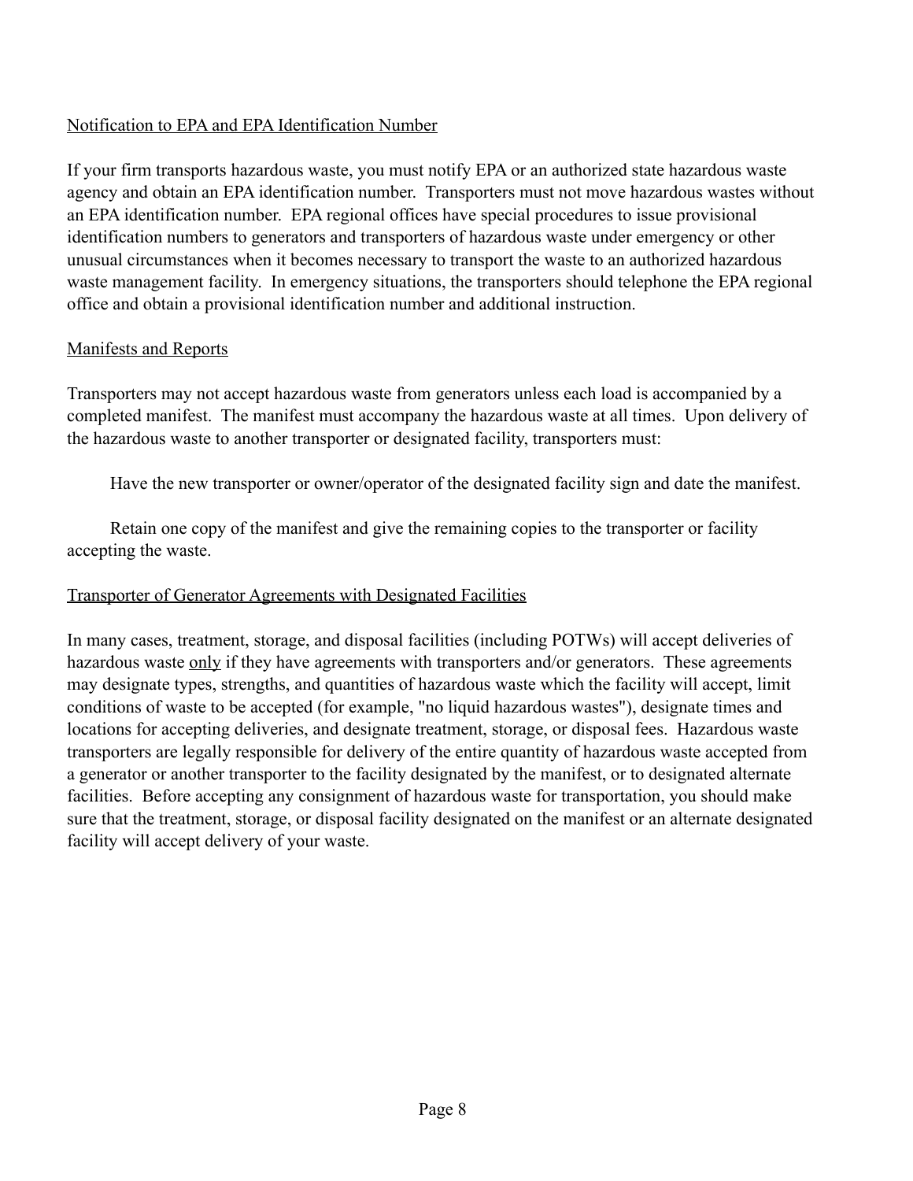## Notification to EPA and EPA Identification Number

If your firm transports hazardous waste, you must notify EPA or an authorized state hazardous waste agency and obtain an EPA identification number. Transporters must not move hazardous wastes without an EPA identification number. EPA regional offices have special procedures to issue provisional identification numbers to generators and transporters of hazardous waste under emergency or other unusual circumstances when it becomes necessary to transport the waste to an authorized hazardous waste management facility. In emergency situations, the transporters should telephone the EPA regional office and obtain a provisional identification number and additional instruction.

## Manifests and Reports

Transporters may not accept hazardous waste from generators unless each load is accompanied by a completed manifest. The manifest must accompany the hazardous waste at all times. Upon delivery of the hazardous waste to another transporter or designated facility, transporters must:

Have the new transporter or owner/operator of the designated facility sign and date the manifest.

Retain one copy of the manifest and give the remaining copies to the transporter or facility accepting the waste.

## Transporter of Generator Agreements with Designated Facilities

In many cases, treatment, storage, and disposal facilities (including POTWs) will accept deliveries of hazardous waste only if they have agreements with transporters and/or generators. These agreements may designate types, strengths, and quantities of hazardous waste which the facility will accept, limit conditions of waste to be accepted (for example, "no liquid hazardous wastes"), designate times and locations for accepting deliveries, and designate treatment, storage, or disposal fees. Hazardous waste transporters are legally responsible for delivery of the entire quantity of hazardous waste accepted from a generator or another transporter to the facility designated by the manifest, or to designated alternate facilities. Before accepting any consignment of hazardous waste for transportation, you should make sure that the treatment, storage, or disposal facility designated on the manifest or an alternate designated facility will accept delivery of your waste.